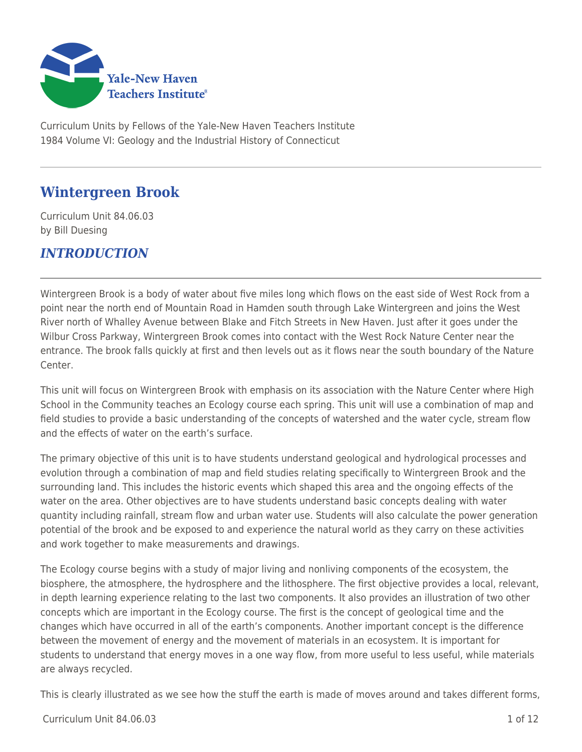Curriculum Units by Fellows of the Yale-New Haven Teachers Institute
1984 Volume VI: Geology and the Industrial History of Connecticut

# Wintergreen Brook

Curriculum Unit 84.06.03
by Bill Duesing

## *INTRODUCTION*

Wintergreen Brook is a body of water about five miles long which flows on the east side of West Rock from a point near the north end of Mountain Road in Hamden south through Lake Wintergreen and joins the West River north of Whalley Avenue between Blake and Fitch Streets in New Haven. Just after it goes under the Wilbur Cross Parkway, Wintergreen Brook comes into contact with the West Rock Nature Center near the entrance. The brook falls quickly at first and then levels out as it flows near the south boundary of the Nature Center.

This unit will focus on Wintergreen Brook with emphasis on its association with the Nature Center where High School in the Community teaches an Ecology course each spring. This unit will use a combination of map and field studies to provide a basic understanding of the concepts of watershed and the water cycle, stream flow and the effects of water on the earth's surface.

The primary objective of this unit is to have students understand geological and hydrological processes and evolution through a combination of map and field studies relating specifically to Wintergreen Brook and the surrounding land. This includes the historic events which shaped this area and the ongoing effects of the water on the area. Other objectives are to have students understand basic concepts dealing with water quantity including rainfall, stream flow and urban water use. Students will also calculate the power generation potential of the brook and be exposed to and experience the natural world as they carry on these activities and work together to make measurements and drawings.

The Ecology course begins with a study of major living and nonliving components of the ecosystem, the biosphere, the atmosphere, the hydrosphere and the lithosphere. The first objective provides a local, relevant, in depth learning experience relating to the last two components. It also provides an illustration of two other concepts which are important in the Ecology course. The first is the concept of geological time and the changes which have occurred in all of the earth's components. Another important concept is the difference between the movement of energy and the movement of materials in an ecosystem. It is important for students to understand that energy moves in a one way flow, from more useful to less useful, while materials are always recycled.

This is clearly illustrated as we see how the stuff the earth is made of moves around and takes different forms,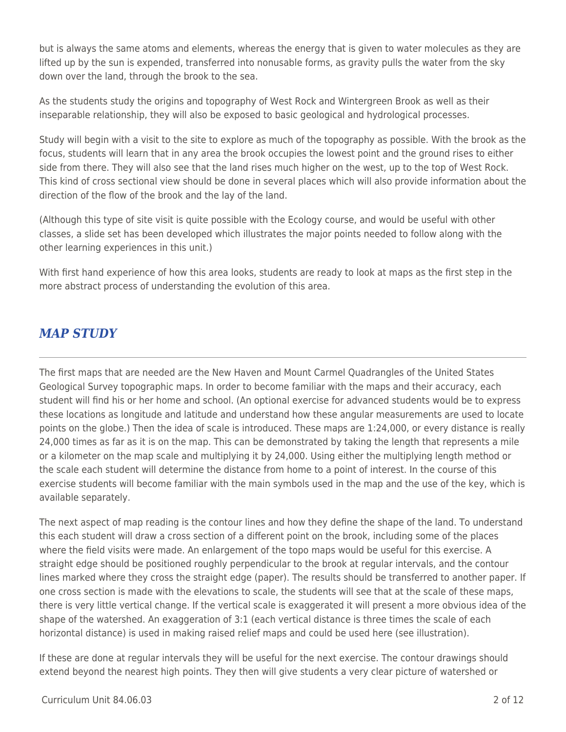but is always the same atoms and elements, whereas the energy that is given to water molecules as they are lifted up by the sun is expended, transferred into nonusable forms, as gravity pulls the water from the sky down over the land, through the brook to the sea.

As the students study the origins and topography of West Rock and Wintergreen Brook as well as their inseparable relationship, they will also be exposed to basic geological and hydrological processes.

Study will begin with a visit to the site to explore as much of the topography as possible. With the brook as the focus, students will learn that in any area the brook occupies the lowest point and the ground rises to either side from there. They will also see that the land rises much higher on the west, up to the top of West Rock. This kind of cross sectional view should be done in several places which will also provide information about the direction of the flow of the brook and the lay of the land.

(Although this type of site visit is quite possible with the Ecology course, and would be useful with other classes, a slide set has been developed which illustrates the major points needed to follow along with the other learning experiences in this unit.)

With first hand experience of how this area looks, students are ready to look at maps as the first step in the more abstract process of understanding the evolution of this area.

## *MAP STUDY*

The first maps that are needed are the New Haven and Mount Carmel Quadrangles of the United States Geological Survey topographic maps. In order to become familiar with the maps and their accuracy, each student will find his or her home and school. (An optional exercise for advanced students would be to express these locations as longitude and latitude and understand how these angular measurements are used to locate points on the globe.) Then the idea of scale is introduced. These maps are 1:24,000, or every distance is really 24,000 times as far as it is on the map. This can be demonstrated by taking the length that represents a mile or a kilometer on the map scale and multiplying it by 24,000. Using either the multiplying length method or the scale each student will determine the distance from home to a point of interest. In the course of this exercise students will become familiar with the main symbols used in the map and the use of the key, which is available separately.

The next aspect of map reading is the contour lines and how they define the shape of the land. To understand this each student will draw a cross section of a different point on the brook, including some of the places where the field visits were made. An enlargement of the topo maps would be useful for this exercise. A straight edge should be positioned roughly perpendicular to the brook at regular intervals, and the contour lines marked where they cross the straight edge (paper). The results should be transferred to another paper. If one cross section is made with the elevations to scale, the students will see that at the scale of these maps, there is very little vertical change. If the vertical scale is exaggerated it will present a more obvious idea of the shape of the watershed. An exaggeration of 3:1 (each vertical distance is three times the scale of each horizontal distance) is used in making raised relief maps and could be used here (see illustration).

If these are done at regular intervals they will be useful for the next exercise. The contour drawings should extend beyond the nearest high points. They then will give students a very clear picture of watershed or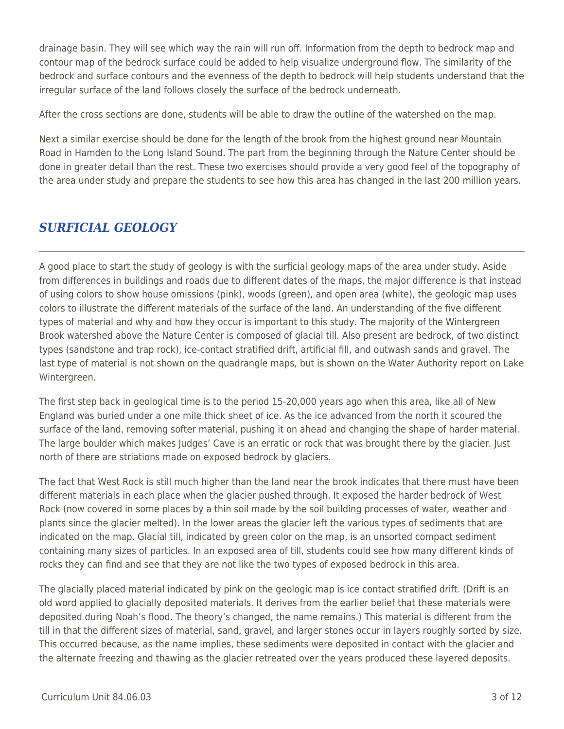drainage basin. They will see which way the rain will run off. Information from the depth to bedrock map and contour map of the bedrock surface could be added to help visualize underground flow. The similarity of the bedrock and surface contours and the evenness of the depth to bedrock will help students understand that the irregular surface of the land follows closely the surface of the bedrock underneath.

After the cross sections are done, students will be able to draw the outline of the watershed on the map.

Next a similar exercise should be done for the length of the brook from the highest ground near Mountain Road in Hamden to the Long Island Sound. The part from the beginning through the Nature Center should be done in greater detail than the rest. These two exercises should provide a very good feel of the topography of the area under study and prepare the students to see how this area has changed in the last 200 million years.

## *SURFICIAL GEOLOGY*

A good place to start the study of geology is with the surficial geology maps of the area under study. Aside from differences in buildings and roads due to different dates of the maps, the major difference is that instead of using colors to show house omissions (pink), woods (green), and open area (white), the geologic map uses colors to illustrate the different materials of the surface of the land. An understanding of the five different types of material and why and how they occur is important to this study. The majority of the Wintergreen Brook watershed above the Nature Center is composed of glacial till. Also present are bedrock, of two distinct types (sandstone and trap rock), ice-contact stratified drift, artificial fill, and outwash sands and gravel. The last type of material is not shown on the quadrangle maps, but is shown on the Water Authority report on Lake Wintergreen.

The first step back in geological time is to the period 15-20,000 years ago when this area, like all of New England was buried under a one mile thick sheet of ice. As the ice advanced from the north it scoured the surface of the land, removing softer material, pushing it on ahead and changing the shape of harder material. The large boulder which makes Judges' Cave is an erratic or rock that was brought there by the glacier. Just north of there are striations made on exposed bedrock by glaciers.

The fact that West Rock is still much higher than the land near the brook indicates that there must have been different materials in each place when the glacier pushed through. It exposed the harder bedrock of West Rock (now covered in some places by a thin soil made by the soil building processes of water, weather and plants since the glacier melted). In the lower areas the glacier left the various types of sediments that are indicated on the map. Glacial till, indicated by green color on the map, is an unsorted compact sediment containing many sizes of particles. In an exposed area of till, students could see how many different kinds of rocks they can find and see that they are not like the two types of exposed bedrock in this area.

The glacially placed material indicated by pink on the geologic map is ice contact stratified drift. (Drift is an old word applied to glacially deposited materials. It derives from the earlier belief that these materials were deposited during Noah's flood. The theory's changed, the name remains.) This material is different from the till in that the different sizes of material, sand, gravel, and larger stones occur in layers roughly sorted by size. This occurred because, as the name implies, these sediments were deposited in contact with the glacier and the alternate freezing and thawing as the glacier retreated over the years produced these layered deposits.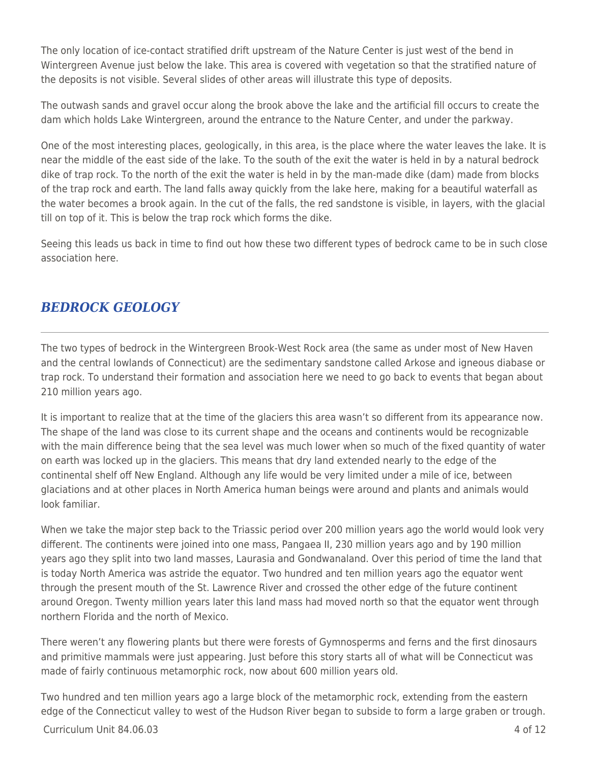The only location of ice-contact stratified drift upstream of the Nature Center is just west of the bend in Wintergreen Avenue just below the lake. This area is covered with vegetation so that the stratified nature of the deposits is not visible. Several slides of other areas will illustrate this type of deposits.

The outwash sands and gravel occur along the brook above the lake and the artificial fill occurs to create the dam which holds Lake Wintergreen, around the entrance to the Nature Center, and under the parkway.

One of the most interesting places, geologically, in this area, is the place where the water leaves the lake. It is near the middle of the east side of the lake. To the south of the exit the water is held in by a natural bedrock dike of trap rock. To the north of the exit the water is held in by the man-made dike (dam) made from blocks of the trap rock and earth. The land falls away quickly from the lake here, making for a beautiful waterfall as the water becomes a brook again. In the cut of the falls, the red sandstone is visible, in layers, with the glacial till on top of it. This is below the trap rock which forms the dike.

Seeing this leads us back in time to find out how these two different types of bedrock came to be in such close association here.

## *BEDROCK GEOLOGY*

The two types of bedrock in the Wintergreen Brook-West Rock area (the same as under most of New Haven and the central lowlands of Connecticut) are the sedimentary sandstone called Arkose and igneous diabase or trap rock. To understand their formation and association here we need to go back to events that began about 210 million years ago.

It is important to realize that at the time of the glaciers this area wasn't so different from its appearance now. The shape of the land was close to its current shape and the oceans and continents would be recognizable with the main difference being that the sea level was much lower when so much of the fixed quantity of water on earth was locked up in the glaciers. This means that dry land extended nearly to the edge of the continental shelf off New England. Although any life would be very limited under a mile of ice, between glaciations and at other places in North America human beings were around and plants and animals would look familiar.

When we take the major step back to the Triassic period over 200 million years ago the world would look very different. The continents were joined into one mass, Pangaea II, 230 million years ago and by 190 million years ago they split into two land masses, Laurasia and Gondwanaland. Over this period of time the land that is today North America was astride the equator. Two hundred and ten million years ago the equator went through the present mouth of the St. Lawrence River and crossed the other edge of the future continent around Oregon. Twenty million years later this land mass had moved north so that the equator went through northern Florida and the north of Mexico.

There weren't any flowering plants but there were forests of Gymnosperms and ferns and the first dinosaurs and primitive mammals were just appearing. Just before this story starts all of what will be Connecticut was made of fairly continuous metamorphic rock, now about 600 million years old.

Two hundred and ten million years ago a large block of the metamorphic rock, extending from the eastern edge of the Connecticut valley to west of the Hudson River began to subside to form a large graben or trough.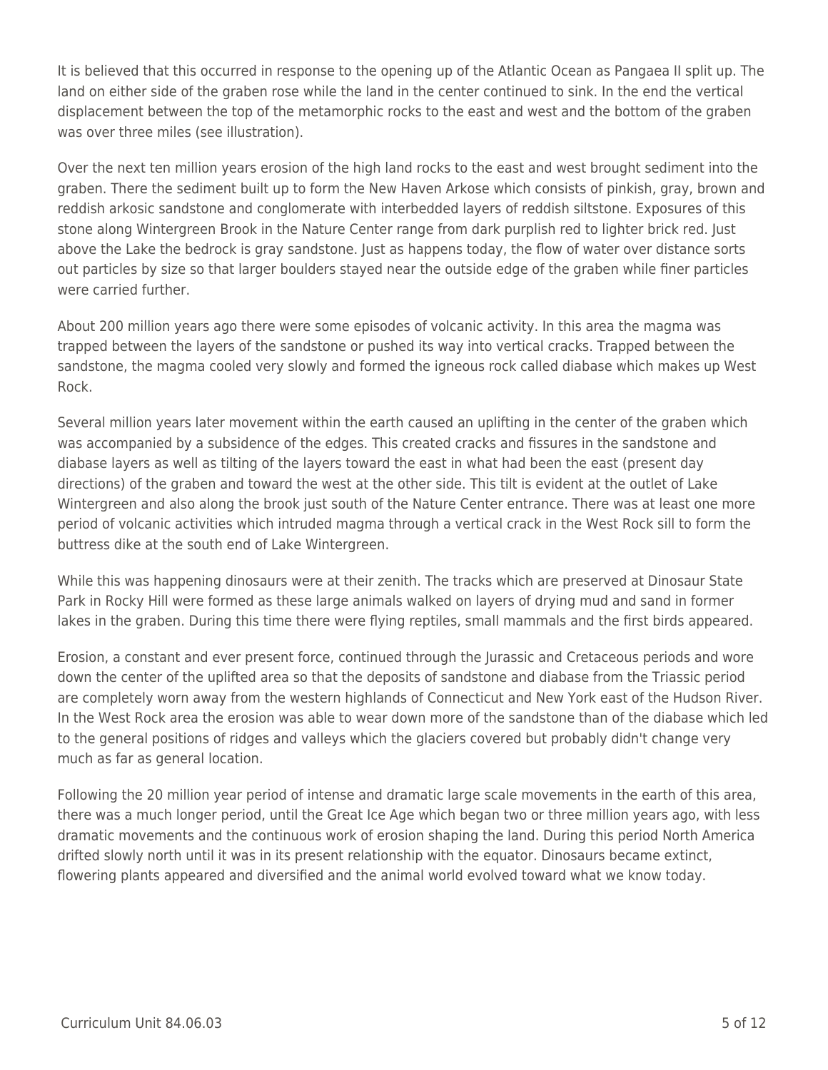It is believed that this occurred in response to the opening up of the Atlantic Ocean as Pangaea II split up. The land on either side of the graben rose while the land in the center continued to sink. In the end the vertical displacement between the top of the metamorphic rocks to the east and west and the bottom of the graben was over three miles (see illustration).

Over the next ten million years erosion of the high land rocks to the east and west brought sediment into the graben. There the sediment built up to form the New Haven Arkose which consists of pinkish, gray, brown and reddish arkosic sandstone and conglomerate with interbedded layers of reddish siltstone. Exposures of this stone along Wintergreen Brook in the Nature Center range from dark purplish red to lighter brick red. Just above the Lake the bedrock is gray sandstone. Just as happens today, the flow of water over distance sorts out particles by size so that larger boulders stayed near the outside edge of the graben while finer particles were carried further.

About 200 million years ago there were some episodes of volcanic activity. In this area the magma was trapped between the layers of the sandstone or pushed its way into vertical cracks. Trapped between the sandstone, the magma cooled very slowly and formed the igneous rock called diabase which makes up West Rock.

Several million years later movement within the earth caused an uplifting in the center of the graben which was accompanied by a subsidence of the edges. This created cracks and fissures in the sandstone and diabase layers as well as tilting of the layers toward the east in what had been the east (present day directions) of the graben and toward the west at the other side. This tilt is evident at the outlet of Lake Wintergreen and also along the brook just south of the Nature Center entrance. There was at least one more period of volcanic activities which intruded magma through a vertical crack in the West Rock sill to form the buttress dike at the south end of Lake Wintergreen.

While this was happening dinosaurs were at their zenith. The tracks which are preserved at Dinosaur State Park in Rocky Hill were formed as these large animals walked on layers of drying mud and sand in former lakes in the graben. During this time there were flying reptiles, small mammals and the first birds appeared.

Erosion, a constant and ever present force, continued through the Jurassic and Cretaceous periods and wore down the center of the uplifted area so that the deposits of sandstone and diabase from the Triassic period are completely worn away from the western highlands of Connecticut and New York east of the Hudson River. In the West Rock area the erosion was able to wear down more of the sandstone than of the diabase which led to the general positions of ridges and valleys which the glaciers covered but probably didn't change very much as far as general location.

Following the 20 million year period of intense and dramatic large scale movements in the earth of this area, there was a much longer period, until the Great Ice Age which began two or three million years ago, with less dramatic movements and the continuous work of erosion shaping the land. During this period North America drifted slowly north until it was in its present relationship with the equator. Dinosaurs became extinct, flowering plants appeared and diversified and the animal world evolved toward what we know today.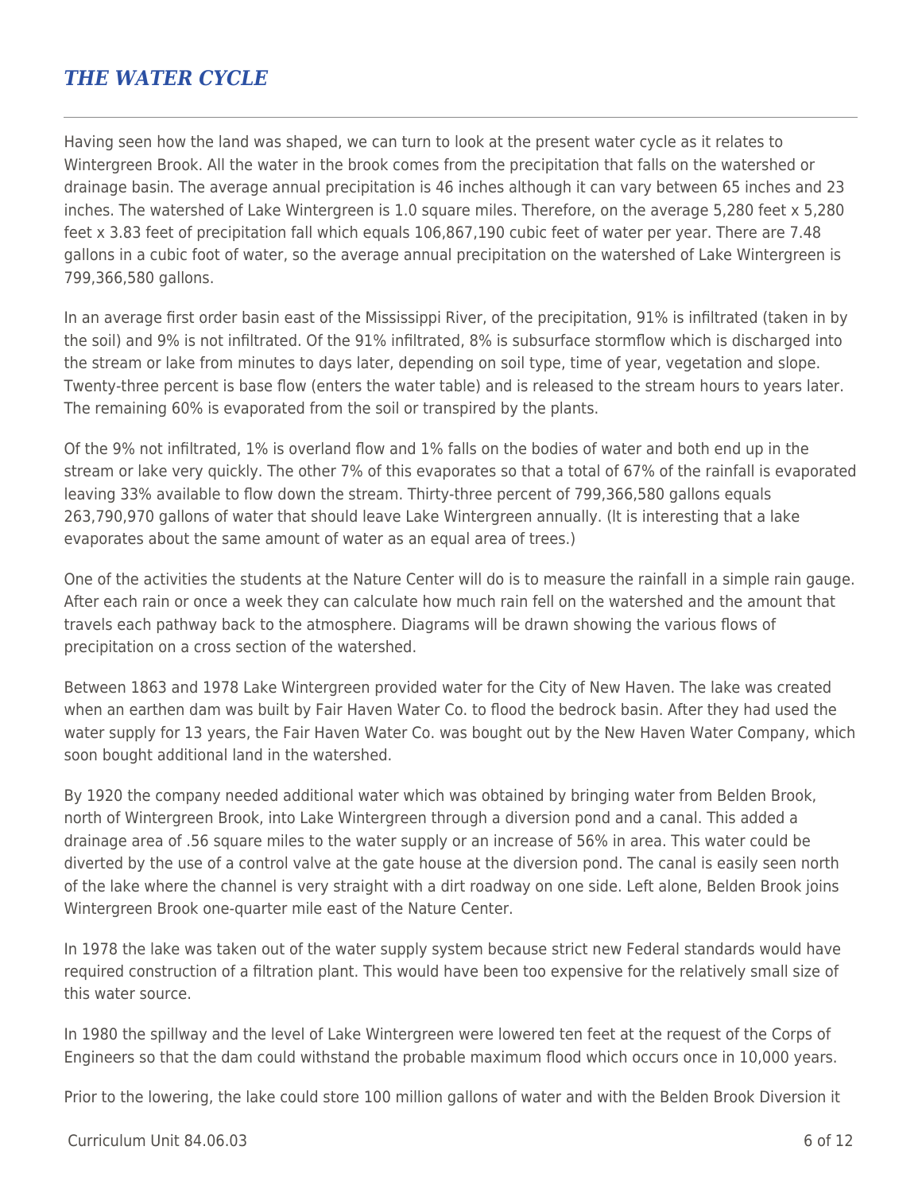## *THE WATER CYCLE*

Having seen how the land was shaped, we can turn to look at the present water cycle as it relates to Wintergreen Brook. All the water in the brook comes from the precipitation that falls on the watershed or drainage basin. The average annual precipitation is 46 inches although it can vary between 65 inches and 23 inches. The watershed of Lake Wintergreen is 1.0 square miles. Therefore, on the average 5,280 feet x 5,280 feet x 3.83 feet of precipitation fall which equals 106,867,190 cubic feet of water per year. There are 7.48 gallons in a cubic foot of water, so the average annual precipitation on the watershed of Lake Wintergreen is 799,366,580 gallons.

In an average first order basin east of the Mississippi River, of the precipitation, 91% is infiltrated (taken in by the soil) and 9% is not infiltrated. Of the 91% infiltrated, 8% is subsurface stormflow which is discharged into the stream or lake from minutes to days later, depending on soil type, time of year, vegetation and slope. Twenty-three percent is base flow (enters the water table) and is released to the stream hours to years later. The remaining 60% is evaporated from the soil or transpired by the plants.

Of the 9% not infiltrated, 1% is overland flow and 1% falls on the bodies of water and both end up in the stream or lake very quickly. The other 7% of this evaporates so that a total of 67% of the rainfall is evaporated leaving 33% available to flow down the stream. Thirty-three percent of 799,366,580 gallons equals 263,790,970 gallons of water that should leave Lake Wintergreen annually. (It is interesting that a lake evaporates about the same amount of water as an equal area of trees.)

One of the activities the students at the Nature Center will do is to measure the rainfall in a simple rain gauge. After each rain or once a week they can calculate how much rain fell on the watershed and the amount that travels each pathway back to the atmosphere. Diagrams will be drawn showing the various flows of precipitation on a cross section of the watershed.

Between 1863 and 1978 Lake Wintergreen provided water for the City of New Haven. The lake was created when an earthen dam was built by Fair Haven Water Co. to flood the bedrock basin. After they had used the water supply for 13 years, the Fair Haven Water Co. was bought out by the New Haven Water Company, which soon bought additional land in the watershed.

By 1920 the company needed additional water which was obtained by bringing water from Belden Brook, north of Wintergreen Brook, into Lake Wintergreen through a diversion pond and a canal. This added a drainage area of .56 square miles to the water supply or an increase of 56% in area. This water could be diverted by the use of a control valve at the gate house at the diversion pond. The canal is easily seen north of the lake where the channel is very straight with a dirt roadway on one side. Left alone, Belden Brook joins Wintergreen Brook one-quarter mile east of the Nature Center.

In 1978 the lake was taken out of the water supply system because strict new Federal standards would have required construction of a filtration plant. This would have been too expensive for the relatively small size of this water source.

In 1980 the spillway and the level of Lake Wintergreen were lowered ten feet at the request of the Corps of Engineers so that the dam could withstand the probable maximum flood which occurs once in 10,000 years.

Prior to the lowering, the lake could store 100 million gallons of water and with the Belden Brook Diversion it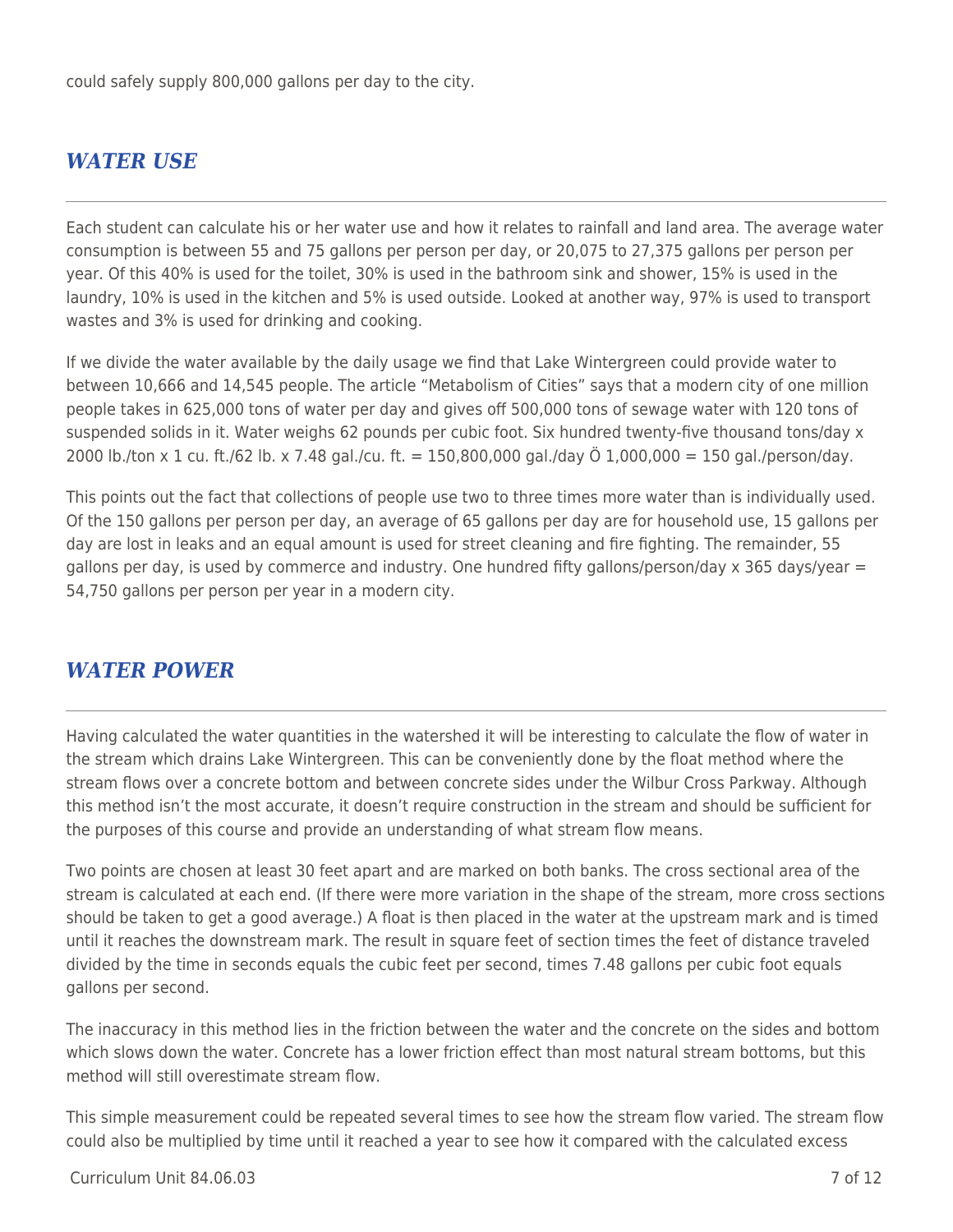could safely supply 800,000 gallons per day to the city.

## *WATER USE*

Each student can calculate his or her water use and how it relates to rainfall and land area. The average water consumption is between 55 and 75 gallons per person per day, or 20,075 to 27,375 gallons per person per year. Of this 40% is used for the toilet, 30% is used in the bathroom sink and shower, 15% is used in the laundry, 10% is used in the kitchen and 5% is used outside. Looked at another way, 97% is used to transport wastes and 3% is used for drinking and cooking.

If we divide the water available by the daily usage we find that Lake Wintergreen could provide water to between 10,666 and 14,545 people. The article "Metabolism of Cities" says that a modern city of one million people takes in 625,000 tons of water per day and gives off 500,000 tons of sewage water with 120 tons of suspended solids in it. Water weighs 62 pounds per cubic foot. Six hundred twenty-five thousand tons/day x 2000 lb./ton x 1 cu. ft./62 lb. x 7.48 gal./cu. ft. = 150,800,000 gal./day Ö 1,000,000 = 150 gal./person/day.

This points out the fact that collections of people use two to three times more water than is individually used. Of the 150 gallons per person per day, an average of 65 gallons per day are for household use, 15 gallons per day are lost in leaks and an equal amount is used for street cleaning and fire fighting. The remainder, 55 gallons per day, is used by commerce and industry. One hundred fifty gallons/person/day x 365 days/year = 54,750 gallons per person per year in a modern city.

## *WATER POWER*

Having calculated the water quantities in the watershed it will be interesting to calculate the flow of water in the stream which drains Lake Wintergreen. This can be conveniently done by the float method where the stream flows over a concrete bottom and between concrete sides under the Wilbur Cross Parkway. Although this method isn't the most accurate, it doesn't require construction in the stream and should be sufficient for the purposes of this course and provide an understanding of what stream flow means.

Two points are chosen at least 30 feet apart and are marked on both banks. The cross sectional area of the stream is calculated at each end. (If there were more variation in the shape of the stream, more cross sections should be taken to get a good average.) A float is then placed in the water at the upstream mark and is timed until it reaches the downstream mark. The result in square feet of section times the feet of distance traveled divided by the time in seconds equals the cubic feet per second, times 7.48 gallons per cubic foot equals gallons per second.

The inaccuracy in this method lies in the friction between the water and the concrete on the sides and bottom which slows down the water. Concrete has a lower friction effect than most natural stream bottoms, but this method will still overestimate stream flow.

This simple measurement could be repeated several times to see how the stream flow varied. The stream flow could also be multiplied by time until it reached a year to see how it compared with the calculated excess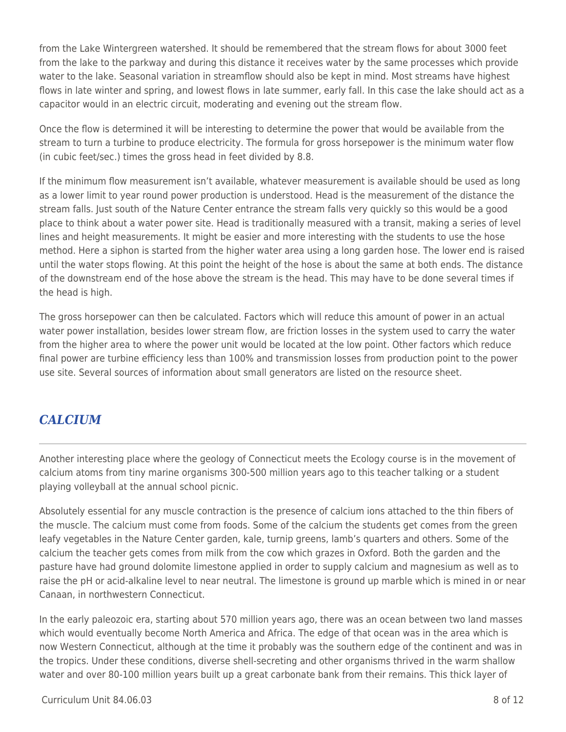from the Lake Wintergreen watershed. It should be remembered that the stream flows for about 3000 feet from the lake to the parkway and during this distance it receives water by the same processes which provide water to the lake. Seasonal variation in streamflow should also be kept in mind. Most streams have highest flows in late winter and spring, and lowest flows in late summer, early fall. In this case the lake should act as a capacitor would in an electric circuit, moderating and evening out the stream flow.

Once the flow is determined it will be interesting to determine the power that would be available from the stream to turn a turbine to produce electricity. The formula for gross horsepower is the minimum water flow (in cubic feet/sec.) times the gross head in feet divided by 8.8.

If the minimum flow measurement isn't available, whatever measurement is available should be used as long as a lower limit to year round power production is understood. Head is the measurement of the distance the stream falls. Just south of the Nature Center entrance the stream falls very quickly so this would be a good place to think about a water power site. Head is traditionally measured with a transit, making a series of level lines and height measurements. It might be easier and more interesting with the students to use the hose method. Here a siphon is started from the higher water area using a long garden hose. The lower end is raised until the water stops flowing. At this point the height of the hose is about the same at both ends. The distance of the downstream end of the hose above the stream is the head. This may have to be done several times if the head is high.

The gross horsepower can then be calculated. Factors which will reduce this amount of power in an actual water power installation, besides lower stream flow, are friction losses in the system used to carry the water from the higher area to where the power unit would be located at the low point. Other factors which reduce final power are turbine efficiency less than 100% and transmission losses from production point to the power use site. Several sources of information about small generators are listed on the resource sheet.

## *CALCIUM*

Another interesting place where the geology of Connecticut meets the Ecology course is in the movement of calcium atoms from tiny marine organisms 300-500 million years ago to this teacher talking or a student playing volleyball at the annual school picnic.

Absolutely essential for any muscle contraction is the presence of calcium ions attached to the thin fibers of the muscle. The calcium must come from foods. Some of the calcium the students get comes from the green leafy vegetables in the Nature Center garden, kale, turnip greens, lamb's quarters and others. Some of the calcium the teacher gets comes from milk from the cow which grazes in Oxford. Both the garden and the pasture have had ground dolomite limestone applied in order to supply calcium and magnesium as well as to raise the pH or acid-alkaline level to near neutral. The limestone is ground up marble which is mined in or near Canaan, in northwestern Connecticut.

In the early paleozoic era, starting about 570 million years ago, there was an ocean between two land masses which would eventually become North America and Africa. The edge of that ocean was in the area which is now Western Connecticut, although at the time it probably was the southern edge of the continent and was in the tropics. Under these conditions, diverse shell-secreting and other organisms thrived in the warm shallow water and over 80-100 million years built up a great carbonate bank from their remains. This thick layer of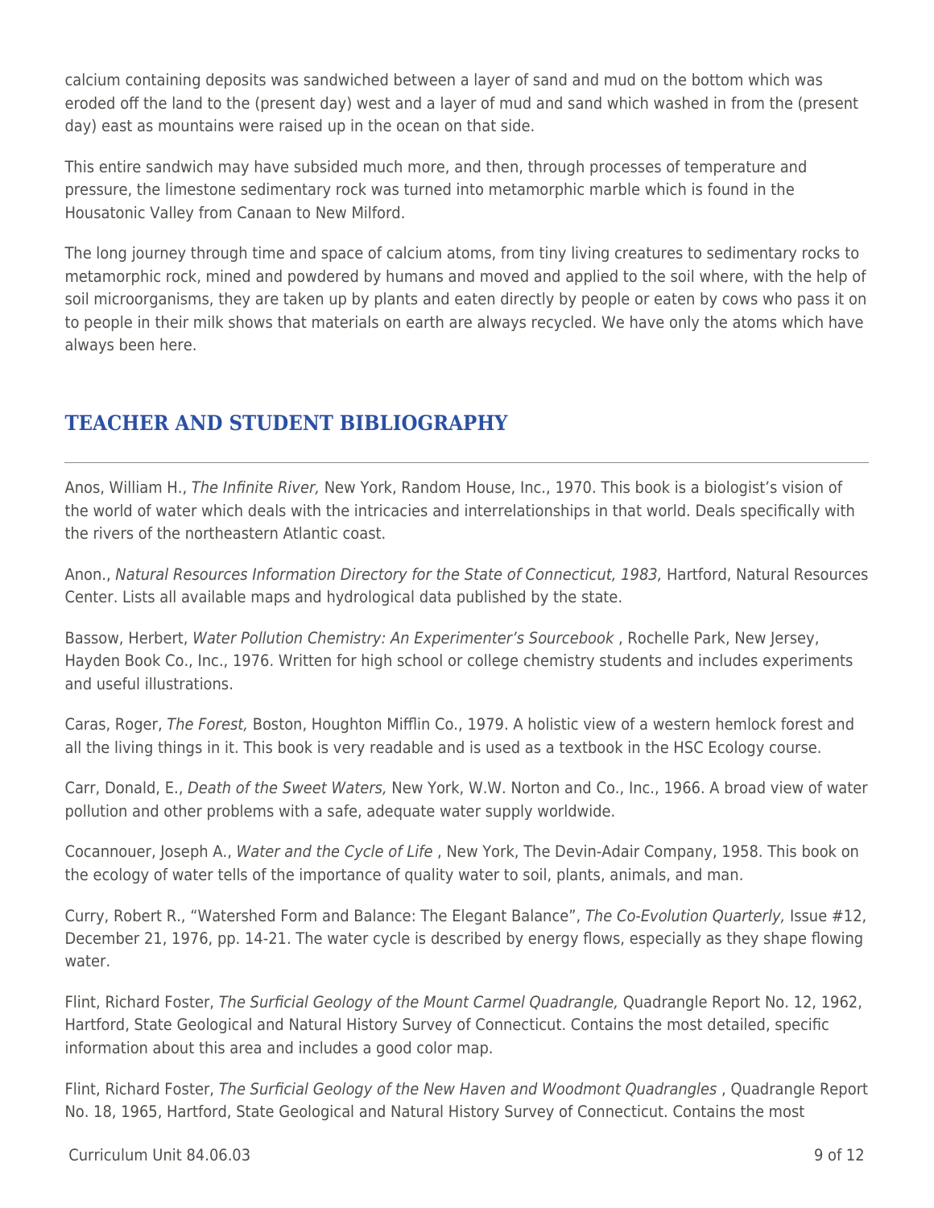calcium containing deposits was sandwiched between a layer of sand and mud on the bottom which was eroded off the land to the (present day) west and a layer of mud and sand which washed in from the (present day) east as mountains were raised up in the ocean on that side.

This entire sandwich may have subsided much more, and then, through processes of temperature and pressure, the limestone sedimentary rock was turned into metamorphic marble which is found in the Housatonic Valley from Canaan to New Milford.

The long journey through time and space of calcium atoms, from tiny living creatures to sedimentary rocks to metamorphic rock, mined and powdered by humans and moved and applied to the soil where, with the help of soil microorganisms, they are taken up by plants and eaten directly by people or eaten by cows who pass it on to people in their milk shows that materials on earth are always recycled. We have only the atoms which have always been here.

## TEACHER AND STUDENT BIBLIOGRAPHY

Anos, William H., *The Infinite River,* New York, Random House, Inc., 1970. This book is a biologist's vision of the world of water which deals with the intricacies and interrelationships in that world. Deals specifically with the rivers of the northeastern Atlantic coast.

Anon., *Natural Resources Information Directory for the State of Connecticut, 1983,* Hartford, Natural Resources Center. Lists all available maps and hydrological data published by the state.

Bassow, Herbert, *Water Pollution Chemistry: An Experimenter's Sourcebook* , Rochelle Park, New Jersey, Hayden Book Co., Inc., 1976. Written for high school or college chemistry students and includes experiments and useful illustrations.

Caras, Roger, *The Forest,* Boston, Houghton Mifflin Co., 1979. A holistic view of a western hemlock forest and all the living things in it. This book is very readable and is used as a textbook in the HSC Ecology course.

Carr, Donald, E., *Death of the Sweet Waters,* New York, W.W. Norton and Co., Inc., 1966. A broad view of water pollution and other problems with a safe, adequate water supply worldwide.

Cocannouer, Joseph A., *Water and the Cycle of Life* , New York, The Devin-Adair Company, 1958. This book on the ecology of water tells of the importance of quality water to soil, plants, animals, and man.

Curry, Robert R., "Watershed Form and Balance: The Elegant Balance", *The Co-Evolution Quarterly,* Issue #12, December 21, 1976, pp. 14-21. The water cycle is described by energy flows, especially as they shape flowing water.

Flint, Richard Foster, *The Surficial Geology of the Mount Carmel Quadrangle,* Quadrangle Report No. 12, 1962, Hartford, State Geological and Natural History Survey of Connecticut. Contains the most detailed, specific information about this area and includes a good color map.

Flint, Richard Foster, *The Surficial Geology of the New Haven and Woodmont Quadrangles* , Quadrangle Report No. 18, 1965, Hartford, State Geological and Natural History Survey of Connecticut. Contains the most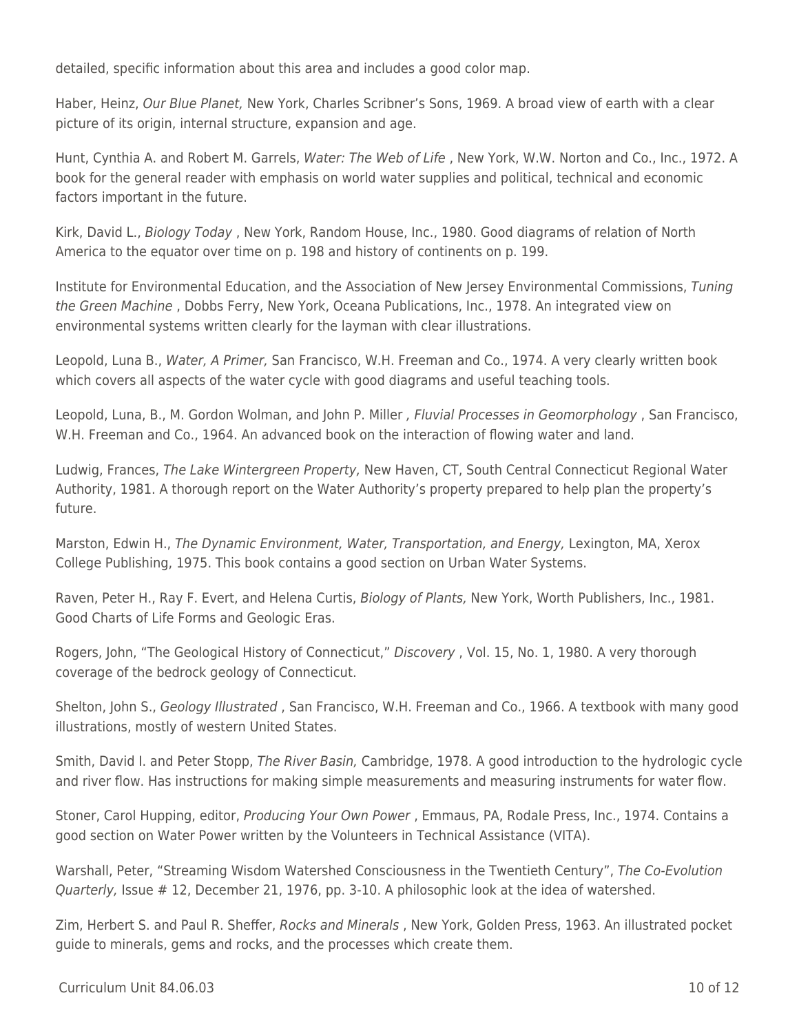detailed, specific information about this area and includes a good color map.

Haber, Heinz, *Our Blue Planet,* New York, Charles Scribner's Sons, 1969. A broad view of earth with a clear picture of its origin, internal structure, expansion and age.

Hunt, Cynthia A. and Robert M. Garrels, *Water: The Web of Life* , New York, W.W. Norton and Co., Inc., 1972. A book for the general reader with emphasis on world water supplies and political, technical and economic factors important in the future.

Kirk, David L., *Biology Today* , New York, Random House, Inc., 1980. Good diagrams of relation of North America to the equator over time on p. 198 and history of continents on p. 199.

Institute for Environmental Education, and the Association of New Jersey Environmental Commissions, *Tuning the Green Machine* , Dobbs Ferry, New York, Oceana Publications, Inc., 1978. An integrated view on environmental systems written clearly for the layman with clear illustrations.

Leopold, Luna B., *Water, A Primer,* San Francisco, W.H. Freeman and Co., 1974. A very clearly written book which covers all aspects of the water cycle with good diagrams and useful teaching tools.

Leopold, Luna, B., M. Gordon Wolman, and John P. Miller *, Fluvial Processes in Geomorphology* , San Francisco, W.H. Freeman and Co., 1964. An advanced book on the interaction of flowing water and land.

Ludwig, Frances, *The Lake Wintergreen Property,* New Haven, CT, South Central Connecticut Regional Water Authority, 1981. A thorough report on the Water Authority's property prepared to help plan the property's future.

Marston, Edwin H., *The Dynamic Environment, Water, Transportation, and Energy,* Lexington, MA, Xerox College Publishing, 1975. This book contains a good section on Urban Water Systems.

Raven, Peter H., Ray F. Evert, and Helena Curtis, *Biology of Plants,* New York, Worth Publishers, Inc., 1981. Good Charts of Life Forms and Geologic Eras.

Rogers, John, "The Geological History of Connecticut," *Discovery* , Vol. 15, No. 1, 1980. A very thorough coverage of the bedrock geology of Connecticut.

Shelton, John S., *Geology Illustrated* , San Francisco, W.H. Freeman and Co., 1966. A textbook with many good illustrations, mostly of western United States.

Smith, David I. and Peter Stopp, *The River Basin,* Cambridge, 1978. A good introduction to the hydrologic cycle and river flow. Has instructions for making simple measurements and measuring instruments for water flow.

Stoner, Carol Hupping, editor, *Producing Your Own Power* , Emmaus, PA, Rodale Press, Inc., 1974. Contains a good section on Water Power written by the Volunteers in Technical Assistance (VITA).

Warshall, Peter, "Streaming Wisdom Watershed Consciousness in the Twentieth Century", *The Co-Evolution Quarterly,* Issue # 12, December 21, 1976, pp. 3-10. A philosophic look at the idea of watershed.

Zim, Herbert S. and Paul R. Sheffer, *Rocks and Minerals* , New York, Golden Press, 1963. An illustrated pocket guide to minerals, gems and rocks, and the processes which create them.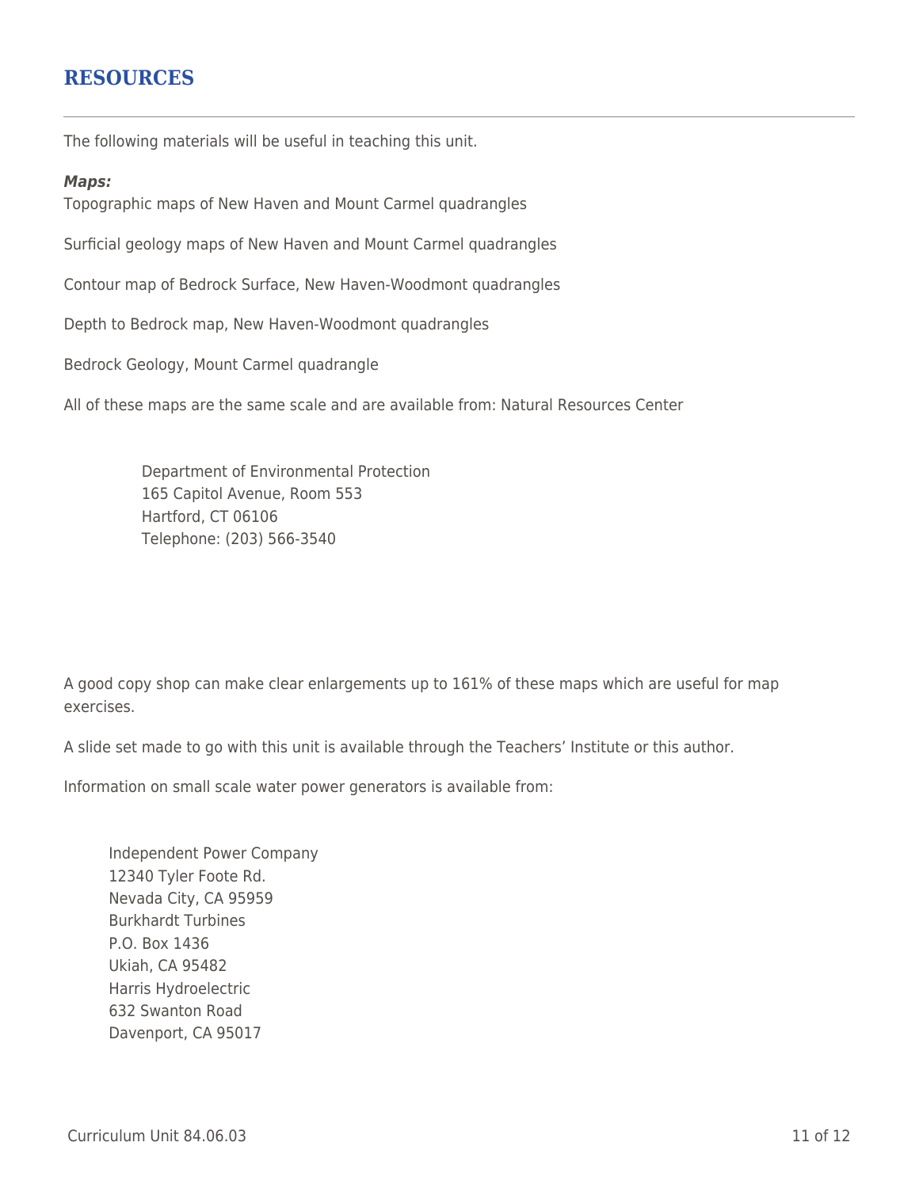## RESOURCES

The following materials will be useful in teaching this unit.

***Maps:***

Topographic maps of New Haven and Mount Carmel quadrangles

Surficial geology maps of New Haven and Mount Carmel quadrangles

Contour map of Bedrock Surface, New Haven-Woodmont quadrangles

Depth to Bedrock map, New Haven-Woodmont quadrangles

Bedrock Geology, Mount Carmel quadrangle

All of these maps are the same scale and are available from: Natural Resources Center

> Department of Environmental Protection
> 165 Capitol Avenue, Room 553
> Hartford, CT 06106
> Telephone: (203) 566-3540

A good copy shop can make clear enlargements up to 161% of these maps which are useful for map exercises.

A slide set made to go with this unit is available through the Teachers' Institute or this author.

Information on small scale water power generators is available from:

> Independent Power Company
> 12340 Tyler Foote Rd.
> Nevada City, CA 95959
> Burkhardt Turbines
> P.O. Box 1436
> Ukiah, CA 95482
> Harris Hydroelectric
> 632 Swanton Road
> Davenport, CA 95017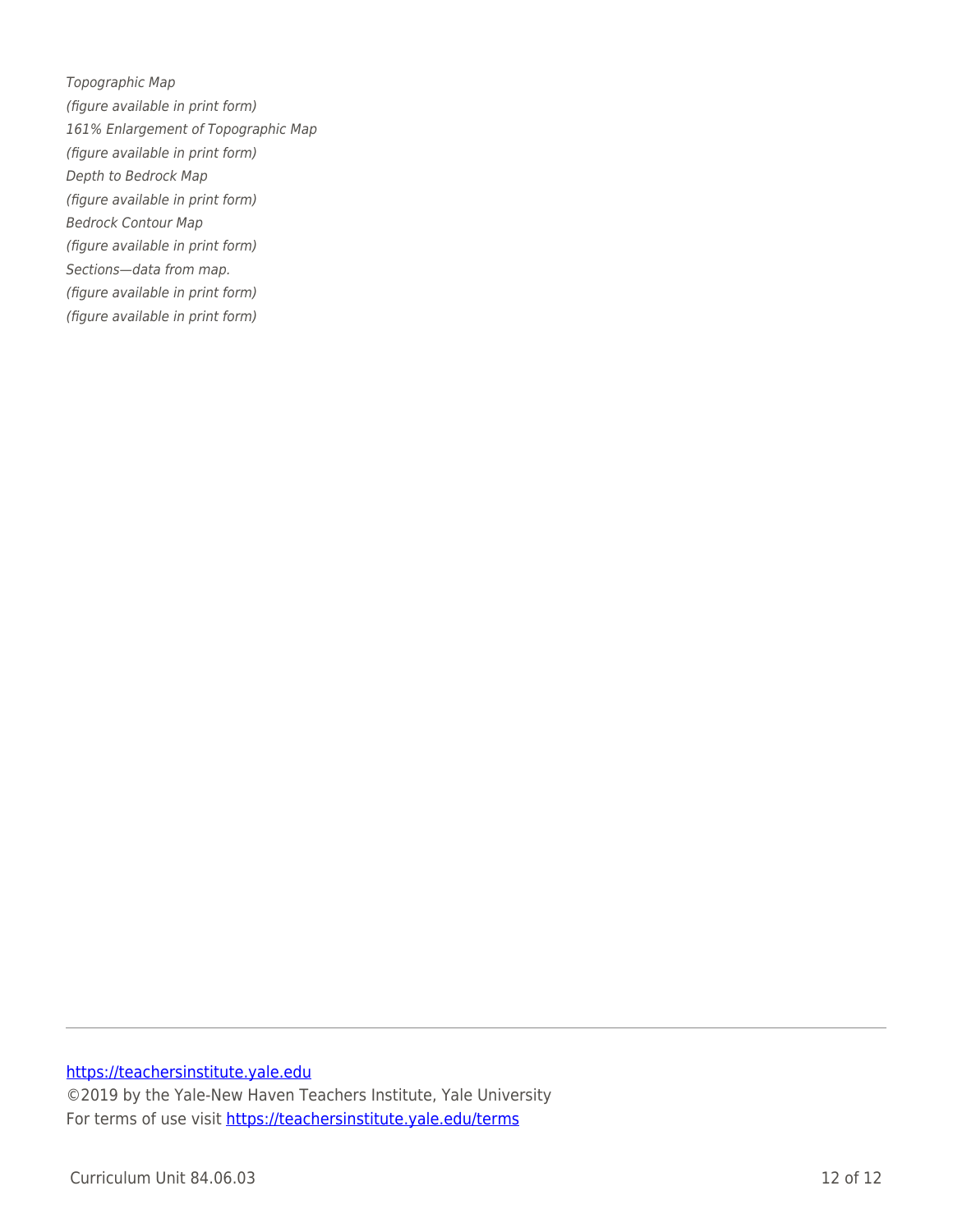*Topographic Map*

*(figure available in print form)*

*161% Enlargement of Topographic Map*

*(figure available in print form)*

*Depth to Bedrock Map*

*(figure available in print form)*

*Bedrock Contour Map*

*(figure available in print form)*

*Sections—data from map.*

*(figure available in print form)*

*(figure available in print form)*

https://teachersinstitute.yale.edu

©2019 by the Yale-New Haven Teachers Institute, Yale University

For terms of use visit https://teachersinstitute.yale.edu/terms